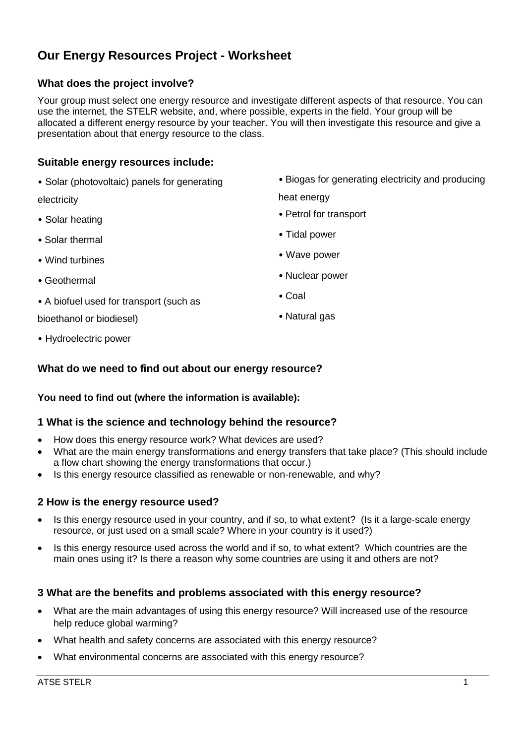# Our Energy Resources Project - Worksheet

## What does the project involve?

Your group must select one energy resource and investigate different aspects of that resource. You can use the internet, the STELR website, and, where possible, experts in the field. Your group will be allocated a different energy resource by your teacher. You will then investigate this resource and give a presentation about that energy resource to the class.

## Suitable energy resources include:

- Solar (photovoltaic) panels for generating electricity
- Solar heating
- Solar thermal
- Wind turbines
- Geothermal
- A biofuel used for transport (such as bioethanol or biodiesel)
- Hydroelectric power
- Biogas for generating electricity and producing heat energy
- Petrol for transport
- Tidal power
- Wave power
- Nuclear power
- Coal
- Natural gas

## What do we need to find out about our energy resource?

**You need to find out (where the information is available):**

### 1 What is the science and technology behind the resource?

- How does this energy resource work? What devices are used?
- What are the main energy transformations and energy transfers that take place? (This should include a flow chart showing the energy transformations that occur.)
- Is this energy resource classified as renewable or non-renewable, and why?

### 2 How is the energy resource used?

- Is this energy resource used in your country, and if so, to what extent? (Is it a large-scale energy resource, or just used on a small scale? Where in your country is it used?)
- Is this energy resource used across the world and if so, to what extent? Which countries are the main ones using it? Is there a reason why some countries are using it and others are not?

### 3 What are the benefits and problems associated with this energy resource?

- What are the main advantages of using this energy resource? Will increased use of the resource help reduce global warming?
- What health and safety concerns are associated with this energy resource?
- What environmental concerns are associated with this energy resource?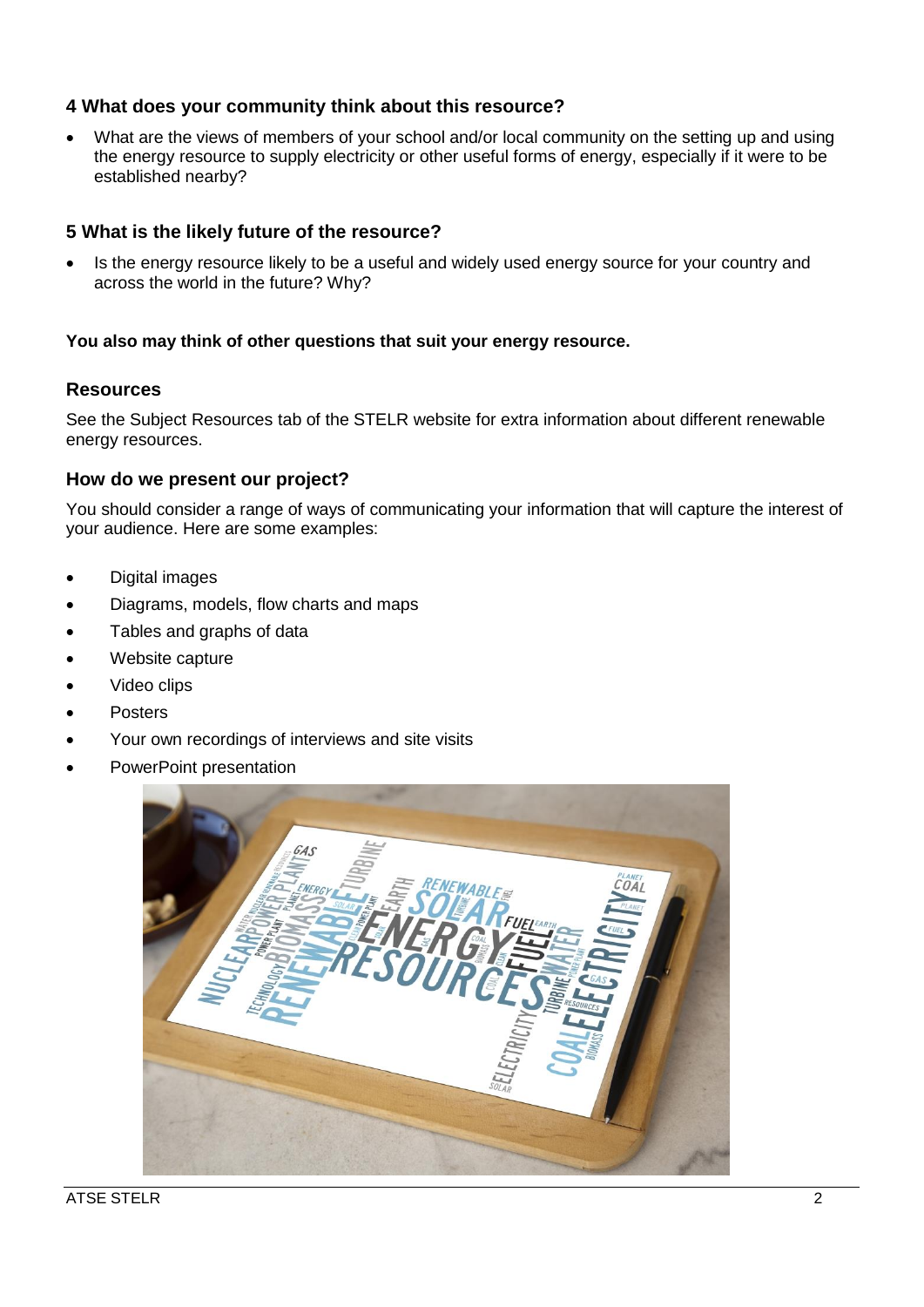### 4 What does your community think about this resource?

- What are the views of members of your school and/or local community on the setting up and using the energy resource to supply electricity or other useful forms of energy, especially if it were to be established nearby?

### 5 What is the likely future of the resource?

- Is the energy resource likely to be a useful and widely used energy source for your country and across the world in the future? Why?

**You also may think of other questions that suit your energy resource.**

### Resources

See the Subject Resources tab of the STELR website for extra information about different renewable energy resources.

### How do we present our project?

You should consider a range of ways of communicating your information that will capture the interest of your audience. Here are some examples:

- Digital images
- Diagrams, models, flow charts and maps
- Tables and graphs of data
- Website capture
- Video clips
- Posters
- Your own recordings of interviews and site visits
- PowerPoint presentation